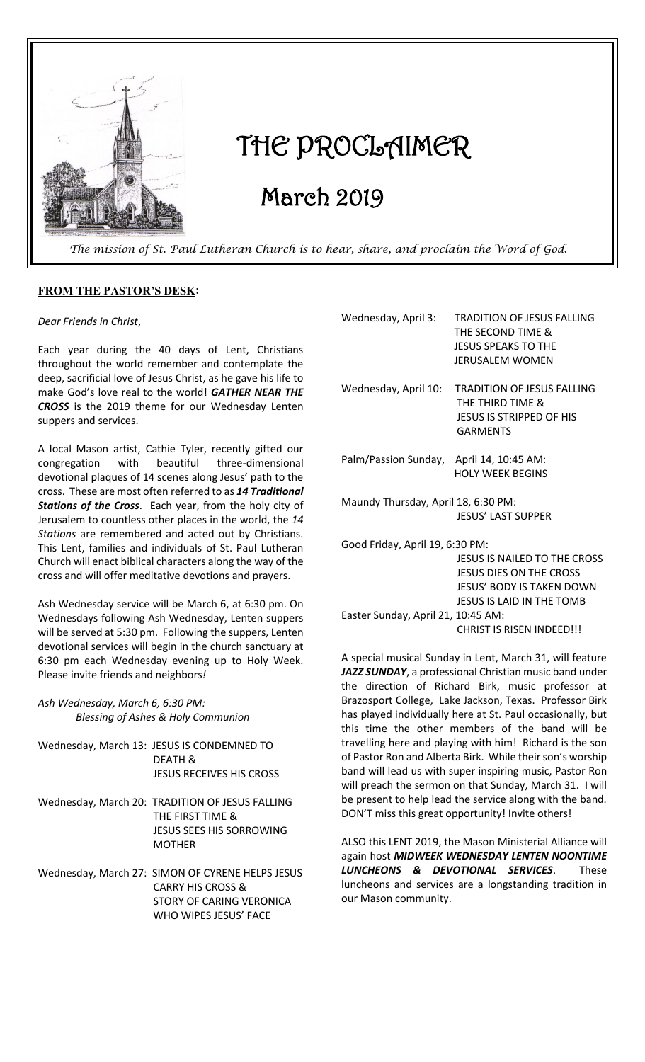# THE PROCLAIMER

## March 2019

*The mission of St. Paul Lutheran Church is to hear, share, and proclaim the Word of God.*

**FROM THE PASTOR'S DESK**:

*Dear Friends in Christ*,

Each year during the 40 days of Lent, Christians throughout the world remember and contemplate the deep, sacrificial love of Jesus Christ, as he gave his life to make God's love real to the world! ***GATHER NEAR THE CROSS*** is the 2019 theme for our Wednesday Lenten suppers and services.

A local Mason artist, Cathie Tyler, recently gifted our congregation with beautiful three-dimensional devotional plaques of 14 scenes along Jesus' path to the cross. These are most often referred to as ***14 Traditional Stations of the Cross***. Each year, from the holy city of Jerusalem to countless other places in the world, the *14 Stations* are remembered and acted out by Christians. This Lent, families and individuals of St. Paul Lutheran Church will enact biblical characters along the way of the cross and will offer meditative devotions and prayers.

Ash Wednesday service will be March 6, at 6:30 pm. On Wednesdays following Ash Wednesday, Lenten suppers will be served at 5:30 pm. Following the suppers, Lenten devotional services will begin in the church sanctuary at 6:30 pm each Wednesday evening up to Holy Week. Please invite friends and neighbors*!*

*Ash Wednesday, March 6, 6:30 PM:*
*Blessing of Ashes & Holy Communion*

Wednesday, March 13: JESUS IS CONDEMNED TO DEATH & JESUS RECEIVES HIS CROSS

Wednesday, March 20: TRADITION OF JESUS FALLING THE FIRST TIME & JESUS SEES HIS SORROWING MOTHER

Wednesday, March 27: SIMON OF CYRENE HELPS JESUS CARRY HIS CROSS & STORY OF CARING VERONICA WHO WIPES JESUS' FACE

Wednesday, April 3: TRADITION OF JESUS FALLING THE SECOND TIME & JESUS SPEAKS TO THE JERUSALEM WOMEN

Wednesday, April 10: TRADITION OF JESUS FALLING THE THIRD TIME & JESUS IS STRIPPED OF HIS GARMENTS

Palm/Passion Sunday, April 14, 10:45 AM: HOLY WEEK BEGINS

Maundy Thursday, April 18, 6:30 PM: JESUS' LAST SUPPER

Good Friday, April 19, 6:30 PM:
JESUS IS NAILED TO THE CROSS
JESUS DIES ON THE CROSS
JESUS' BODY IS TAKEN DOWN
JESUS IS LAID IN THE TOMB

Easter Sunday, April 21, 10:45 AM:
CHRIST IS RISEN INDEED!!!

A special musical Sunday in Lent, March 31, will feature ***JAZZ SUNDAY***, a professional Christian music band under the direction of Richard Birk, music professor at Brazosport College, Lake Jackson, Texas. Professor Birk has played individually here at St. Paul occasionally, but this time the other members of the band will be travelling here and playing with him! Richard is the son of Pastor Ron and Alberta Birk. While their son's worship band will lead us with super inspiring music, Pastor Ron will preach the sermon on that Sunday, March 31. I will be present to help lead the service along with the band. DON'T miss this great opportunity! Invite others!

ALSO this LENT 2019, the Mason Ministerial Alliance will again host ***MIDWEEK WEDNESDAY LENTEN NOONTIME LUNCHEONS & DEVOTIONAL SERVICES***. These luncheons and services are a longstanding tradition in our Mason community.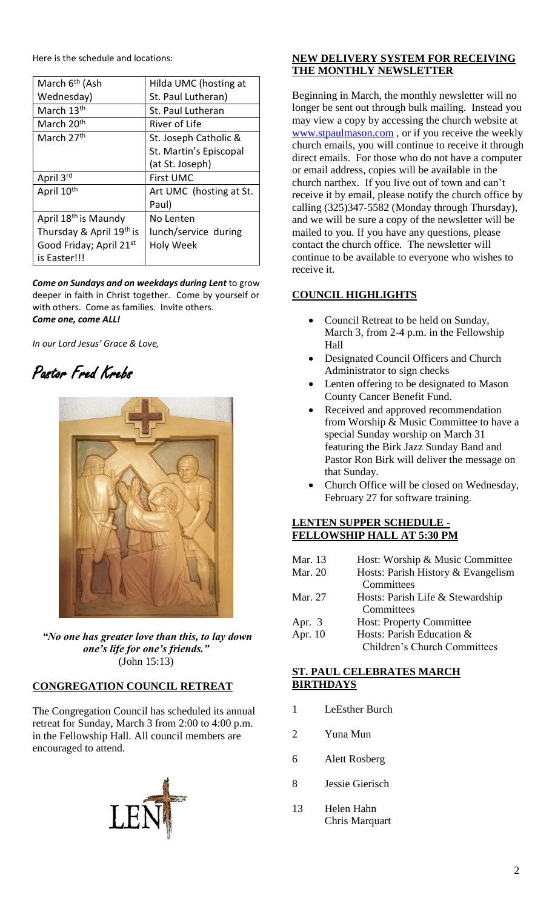Here is the schedule and locations:

| March 6th (Ash Wednesday) | Hilda UMC (hosting at St. Paul Lutheran) |
|---|---|
| March 13th | St. Paul Lutheran |
| March 20th | River of Life |
| March 27th | St. Joseph Catholic & St. Martin's Episcopal (at St. Joseph) |
| April 3rd | First UMC |
| April 10th | Art UMC (hosting at St. Paul) |
| April 18th is Maundy Thursday & April 19th is Good Friday; April 21st is Easter!!! | No Lenten lunch/service during Holy Week |

***Come on Sundays and on weekdays during Lent*** to grow deeper in faith in Christ together. Come by yourself or with others. Come as families. Invite others. ***Come one, come ALL!***

*In our Lord Jesus' Grace & Love,*

*Pastor Fred Krebs*

***"No one has greater love than this, to lay down one's life for one's friends."***
(John 15:13)

## CONGREGATION COUNCIL RETREAT

The Congregation Council has scheduled its annual retreat for Sunday, March 3 from 2:00 to 4:00 p.m. in the Fellowship Hall. All council members are encouraged to attend.

## NEW DELIVERY SYSTEM FOR RECEIVING THE MONTHLY NEWSLETTER

Beginning in March, the monthly newsletter will no longer be sent out through bulk mailing. Instead you may view a copy by accessing the church website at www.stpaulmason.com , or if you receive the weekly church emails, you will continue to receive it through direct emails. For those who do not have a computer or email address, copies will be available in the church narthex. If you live out of town and can't receive it by email, please notify the church office by calling (325)347-5582 (Monday through Thursday), and we will be sure a copy of the newsletter will be mailed to you. If you have any questions, please contact the church office. The newsletter will continue to be available to everyone who wishes to receive it.

## COUNCIL HIGHLIGHTS

- Council Retreat to be held on Sunday, March 3, from 2-4 p.m. in the Fellowship Hall
- Designated Council Officers and Church Administrator to sign checks
- Lenten offering to be designated to Mason County Cancer Benefit Fund.
- Received and approved recommendation from Worship & Music Committee to have a special Sunday worship on March 31 featuring the Birk Jazz Sunday Band and Pastor Ron Birk will deliver the message on that Sunday.
- Church Office will be closed on Wednesday, February 27 for software training.

## LENTEN SUPPER SCHEDULE - FELLOWSHIP HALL AT 5:30 PM

| | |
|---|---|
| Mar. 13 | Host: Worship & Music Committee |
| Mar. 20 | Hosts: Parish History & Evangelism Committees |
| Mar. 27 | Hosts: Parish Life & Stewardship Committees |
| Apr. 3 | Host: Property Committee |
| Apr. 10 | Hosts: Parish Education & Children's Church Committees |

## ST. PAUL CELEBRATES MARCH BIRTHDAYS

| | |
|---|---|
| 1 | LeEsther Burch |
| 2 | Yuna Mun |
| 6 | Alett Rosberg |
| 8 | Jessie Gierisch |
| 13 | Helen Hahn<br>Chris Marquart |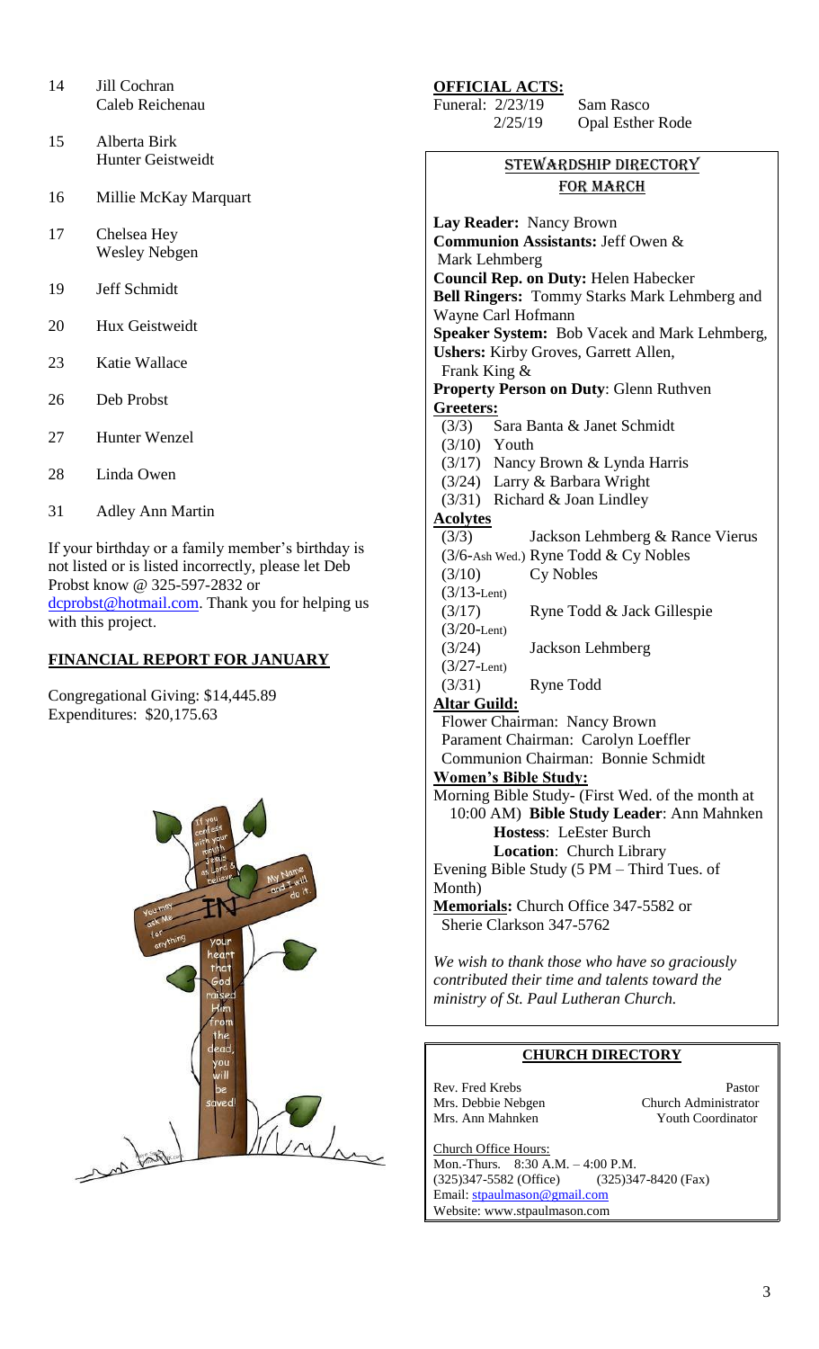14 Jill Cochran
Caleb Reichenau

15 Alberta Birk
Hunter Geistweidt

16 Millie McKay Marquart

17 Chelsea Hey
Wesley Nebgen

19 Jeff Schmidt

20 Hux Geistweidt

23 Katie Wallace

26 Deb Probst

27 Hunter Wenzel

28 Linda Owen

31 Adley Ann Martin

If your birthday or a family member's birthday is not listed or is listed incorrectly, please let Deb Probst know @ 325-597-2832 or dcprobst@hotmail.com. Thank you for helping us with this project.

## FINANCIAL REPORT FOR JANUARY

Congregational Giving: $14,445.89
Expenditures: $20,175.63

## OFFICIAL ACTS:

Funeral: 2/23/19 Sam Rasco
2/25/19 Opal Esther Rode

## STEWARDSHIP DIRECTORY FOR MARCH

**Lay Reader:** Nancy Brown
**Communion Assistants:** Jeff Owen & Mark Lehmberg
**Council Rep. on Duty:** Helen Habecker
**Bell Ringers:** Tommy Starks Mark Lehmberg and Wayne Carl Hofmann
**Speaker System:** Bob Vacek and Mark Lehmberg,
**Ushers:** Kirby Groves, Garrett Allen, Frank King &
**Property Person on Duty**: Glenn Ruthven

**Greeters:**
(3/3) Sara Banta & Janet Schmidt
(3/10) Youth
(3/17) Nancy Brown & Lynda Harris
(3/24) Larry & Barbara Wright
(3/31) Richard & Joan Lindley

**Acolytes**
(3/3) Jackson Lehmberg & Rance Vierus
(3/6-Ash Wed.) Ryne Todd & Cy Nobles
(3/10) Cy Nobles
(3/13-Lent)
(3/17) Ryne Todd & Jack Gillespie
(3/20-Lent)
(3/24) Jackson Lehmberg
(3/27-Lent)
(3/31) Ryne Todd

**Altar Guild:**
Flower Chairman: Nancy Brown
Parament Chairman: Carolyn Loeffler
Communion Chairman: Bonnie Schmidt

**Women's Bible Study:**
Morning Bible Study- (First Wed. of the month at 10:00 AM) **Bible Study Leader**: Ann Mahnken
**Hostess**: LeEster Burch
**Location**: Church Library
Evening Bible Study (5 PM – Third Tues. of Month)

**Memorials:** Church Office 347-5582 or Sherie Clarkson 347-5762

*We wish to thank those who have so graciously contributed their time and talents toward the ministry of St. Paul Lutheran Church.*

## CHURCH DIRECTORY

Rev. Fred Krebs — Pastor
Mrs. Debbie Nebgen — Church Administrator
Mrs. Ann Mahnken — Youth Coordinator

Church Office Hours:
Mon.-Thurs. 8:30 A.M. – 4:00 P.M.
(325)347-5582 (Office) (325)347-8420 (Fax)
Email: stpaulmason@gmail.com
Website: www.stpaulmason.com